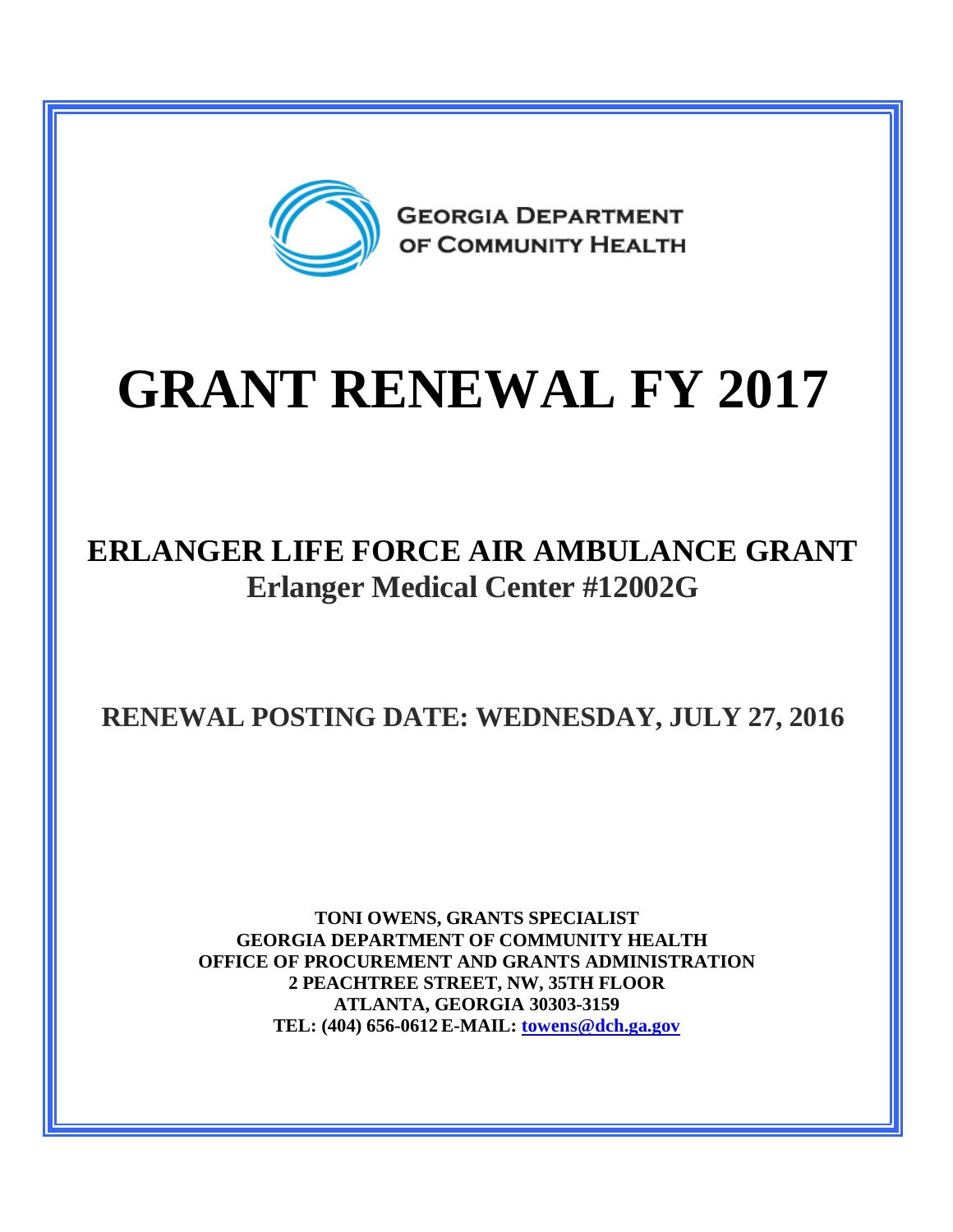GEORGIA DEPARTMENT OF COMMUNITY HEALTH

# GRANT RENEWAL FY 2017

## ERLANGER LIFE FORCE AIR AMBULANCE GRANT
## Erlanger Medical Center #12002G

## RENEWAL POSTING DATE: WEDNESDAY, JULY 27, 2016

**TONI OWENS, GRANTS SPECIALIST**
**GEORGIA DEPARTMENT OF COMMUNITY HEALTH**
**OFFICE OF PROCUREMENT AND GRANTS ADMINISTRATION**
**2 PEACHTREE STREET, NW, 35TH FLOOR**
**ATLANTA, GEORGIA 30303-3159**
**TEL: (404) 656-0612 E-MAIL: towens@dch.ga.gov**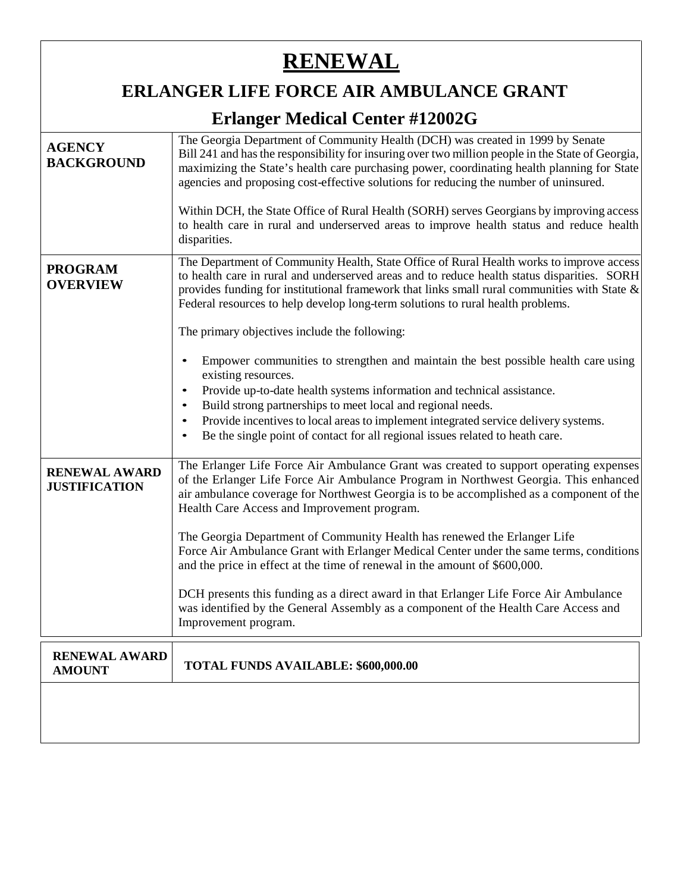# RENEWAL

## ERLANGER LIFE FORCE AIR AMBULANCE GRANT

## Erlanger Medical Center #12002G

| | |
|---|---|
| **AGENCY BACKGROUND** | The Georgia Department of Community Health (DCH) was created in 1999 by Senate Bill 241 and has the responsibility for insuring over two million people in the State of Georgia, maximizing the State's health care purchasing power, coordinating health planning for State agencies and proposing cost-effective solutions for reducing the number of uninsured.<br><br>Within DCH, the State Office of Rural Health (SORH) serves Georgians by improving access to health care in rural and underserved areas to improve health status and reduce health disparities. |
| **PROGRAM OVERVIEW** | The Department of Community Health, State Office of Rural Health works to improve access to health care in rural and underserved areas and to reduce health status disparities. SORH provides funding for institutional framework that links small rural communities with State & Federal resources to help develop long-term solutions to rural health problems.<br><br>The primary objectives include the following:<br><br>• Empower communities to strengthen and maintain the best possible health care using existing resources.<br>• Provide up-to-date health systems information and technical assistance.<br>• Build strong partnerships to meet local and regional needs.<br>• Provide incentives to local areas to implement integrated service delivery systems.<br>• Be the single point of contact for all regional issues related to heath care. |
| **RENEWAL AWARD JUSTIFICATION** | The Erlanger Life Force Air Ambulance Grant was created to support operating expenses of the Erlanger Life Force Air Ambulance Program in Northwest Georgia. This enhanced air ambulance coverage for Northwest Georgia is to be accomplished as a component of the Health Care Access and Improvement program.<br><br>The Georgia Department of Community Health has renewed the Erlanger Life Force Air Ambulance Grant with Erlanger Medical Center under the same terms, conditions and the price in effect at the time of renewal in the amount of $600,000.<br><br>DCH presents this funding as a direct award in that Erlanger Life Force Air Ambulance was identified by the General Assembly as a component of the Health Care Access and Improvement program. |
| **RENEWAL AWARD AMOUNT** | **TOTAL FUNDS AVAILABLE: $600,000.00** |